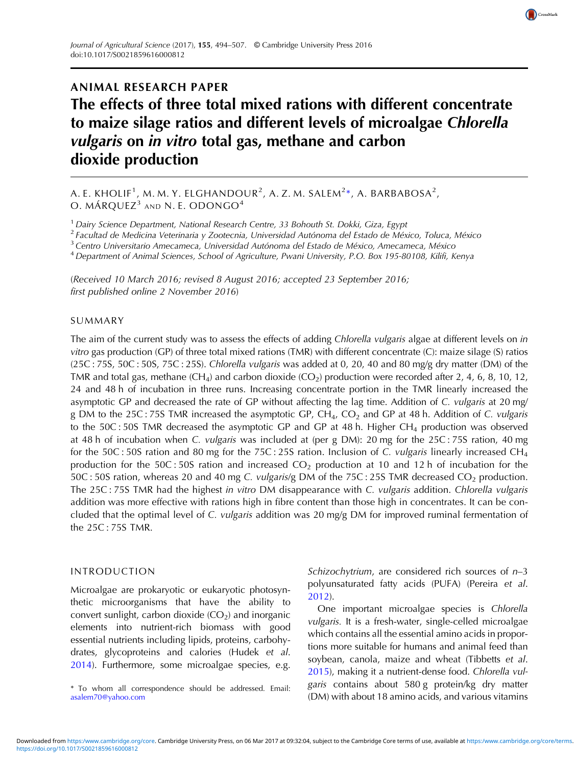Journal of Agricultural Science (2017), **155**, 494–507. © Cambridge University Press 2016
doi:10.1017/S0021859616000812

ANIMAL RESEARCH PAPER

# The effects of three total mixed rations with different concentrate to maize silage ratios and different levels of microalgae *Chlorella vulgaris* on *in vitro* total gas, methane and carbon dioxide production

A. E. KHOLIF[1], M. M. Y. ELGHANDOUR[2], A. Z. M. SALEM[2]*, A. BARBABOSA[2], O. MÁRQUEZ[3] AND N. E. ODONGO[4]

[1] Dairy Science Department, National Research Centre, 33 Bohouth St. Dokki, Giza, Egypt
[2] Facultad de Medicina Veterinaria y Zootecnia, Universidad Autónoma del Estado de México, Toluca, México
[3] Centro Universitario Amecameca, Universidad Autónoma del Estado de México, Amecameca, México
[4] Department of Animal Sciences, School of Agriculture, Pwani University, P.O. Box 195-80108, Kilifi, Kenya

(*Received 10 March 2016; revised 8 August 2016; accepted 23 September 2016; first published online 2 November 2016*)

## SUMMARY

The aim of the current study was to assess the effects of adding *Chlorella vulgaris* algae at different levels on *in vitro* gas production (GP) of three total mixed rations (TMR) with different concentrate (C): maize silage (S) ratios (25C : 75S, 50C : 50S, 75C : 25S). *Chlorella vulgaris* was added at 0, 20, 40 and 80 mg/g dry matter (DM) of the TMR and total gas, methane ($CH_4$) and carbon dioxide ($CO_2$) production were recorded after 2, 4, 6, 8, 10, 12, 24 and 48 h of incubation in three runs. Increasing concentrate portion in the TMR linearly increased the asymptotic GP and decreased the rate of GP without affecting the lag time. Addition of *C. vulgaris* at 20 mg/g DM to the 25C : 75S TMR increased the asymptotic GP, $CH_4$, $CO_2$ and GP at 48 h. Addition of *C. vulgaris* to the 50C : 50S TMR decreased the asymptotic GP and GP at 48 h. Higher $CH_4$ production was observed at 48 h of incubation when *C. vulgaris* was included at (per g DM): 20 mg for the 25C : 75S ration, 40 mg for the 50C : 50S ration and 80 mg for the 75C : 25S ration. Inclusion of *C. vulgaris* linearly increased $CH_4$ production for the 50C : 50S ration and increased $CO_2$ production at 10 and 12 h of incubation for the 50C : 50S ration, whereas 20 and 40 mg *C. vulgaris*/g DM of the 75C : 25S TMR decreased $CO_2$ production. The 25C : 75S TMR had the highest *in vitro* DM disappearance with *C. vulgaris* addition. *Chlorella vulgaris* addition was more effective with rations high in fibre content than those high in concentrates. It can be concluded that the optimal level of *C. vulgaris* addition was 20 mg/g DM for improved ruminal fermentation of the 25C : 75S TMR.

## INTRODUCTION

Microalgae are prokaryotic or eukaryotic photosynthetic microorganisms that have the ability to convert sunlight, carbon dioxide ($CO_2$) and inorganic elements into nutrient-rich biomass with good essential nutrients including lipids, proteins, carbohydrates, glycoproteins and calories (Hudek *et al.* 2014). Furthermore, some microalgae species, e.g. *Schizochytrium*, are considered rich sources of *n*–3 polyunsaturated fatty acids (PUFA) (Pereira *et al.* 2012).

One important microalgae species is *Chlorella vulgaris*. It is a fresh-water, single-celled microalgae which contains all the essential amino acids in proportions more suitable for humans and animal feed than soybean, canola, maize and wheat (Tibbetts *et al.* 2015), making it a nutrient-dense food. *Chlorella vulgaris* contains about 580 g protein/kg dry matter (DM) with about 18 amino acids, and various vitamins

\* To whom all correspondence should be addressed. Email: asalem70@yahoo.com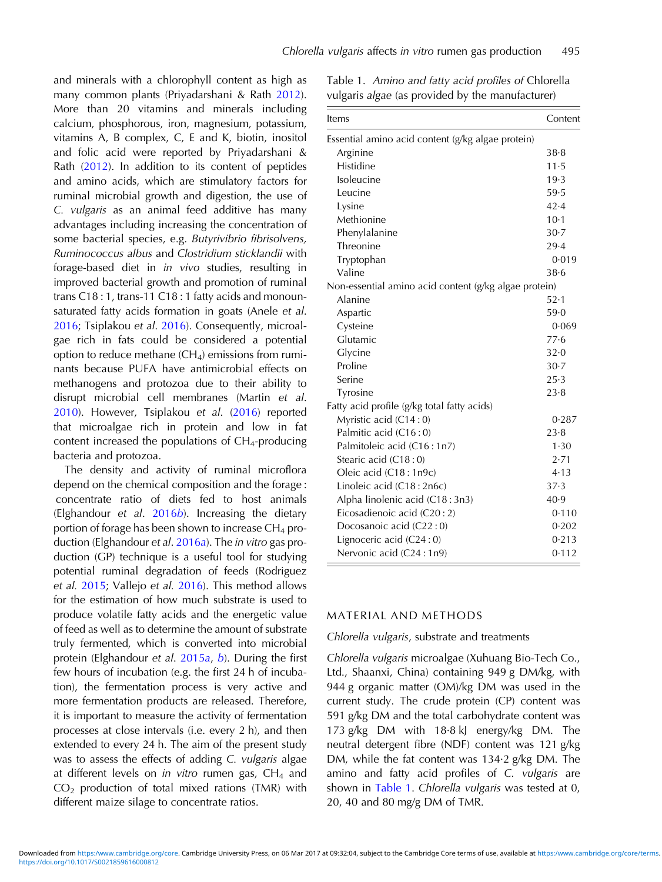and minerals with a chlorophyll content as high as many common plants (Priyadarshani & Rath 2012). More than 20 vitamins and minerals including calcium, phosphorous, iron, magnesium, potassium, vitamins A, B complex, C, E and K, biotin, inositol and folic acid were reported by Priyadarshani & Rath (2012). In addition to its content of peptides and amino acids, which are stimulatory factors for ruminal microbial growth and digestion, the use of *C. vulgaris* as an animal feed additive has many advantages including increasing the concentration of some bacterial species, e.g. *Butyrivibrio fibrisolvens, Ruminococcus albus* and *Clostridium sticklandii* with forage-based diet in *in vivo* studies, resulting in improved bacterial growth and promotion of ruminal trans C18 : 1, trans-11 C18 : 1 fatty acids and monounsaturated fatty acids formation in goats (Anele *et al.* 2016; Tsiplakou *et al.* 2016). Consequently, microalgae rich in fats could be considered a potential option to reduce methane ($CH_4$) emissions from ruminants because PUFA have antimicrobial effects on methanogens and protozoa due to their ability to disrupt microbial cell membranes (Martin *et al.* 2010). However, Tsiplakou *et al.* (2016) reported that microalgae rich in protein and low in fat content increased the populations of $CH_4$-producing bacteria and protozoa.

The density and activity of ruminal microflora depend on the chemical composition and the forage : concentrate ratio of diets fed to host animals (Elghandour *et al.* 2016*b*). Increasing the dietary portion of forage has been shown to increase $CH_4$ production (Elghandour *et al.* 2016*a*). The *in vitro* gas production (GP) technique is a useful tool for studying potential ruminal degradation of feeds (Rodriguez *et al.* 2015; Vallejo *et al.* 2016). This method allows for the estimation of how much substrate is used to produce volatile fatty acids and the energetic value of feed as well as to determine the amount of substrate truly fermented, which is converted into microbial protein (Elghandour *et al.* 2015*a*, *b*). During the first few hours of incubation (e.g. the first 24 h of incubation), the fermentation process is very active and more fermentation products are released. Therefore, it is important to measure the activity of fermentation processes at close intervals (i.e. every 2 h), and then extended to every 24 h. The aim of the present study was to assess the effects of adding *C. vulgaris* algae at different levels on *in vitro* rumen gas, $CH_4$ and $CO_2$ production of total mixed rations (TMR) with different maize silage to concentrate ratios.

Table 1. *Amino and fatty acid profiles of* Chlorella vulgaris *algae* (as provided by the manufacturer)

| Items | Content |
|---|---|
| Essential amino acid content (g/kg algae protein) | |
| Arginine | 38·8 |
| Histidine | 11·5 |
| Isoleucine | 19·3 |
| Leucine | 59·5 |
| Lysine | 42·4 |
| Methionine | 10·1 |
| Phenylalanine | 30·7 |
| Threonine | 29·4 |
| Tryptophan | 0·019 |
| Valine | 38·6 |
| Non-essential amino acid content (g/kg algae protein) | |
| Alanine | 52·1 |
| Aspartic | 59·0 |
| Cysteine | 0·069 |
| Glutamic | 77·6 |
| Glycine | 32·0 |
| Proline | 30·7 |
| Serine | 25·3 |
| Tyrosine | 23·8 |
| Fatty acid profile (g/kg total fatty acids) | |
| Myristic acid (C14 : 0) | 0·287 |
| Palmitic acid (C16 : 0) | 23·8 |
| Palmitoleic acid (C16 : 1n7) | 1·30 |
| Stearic acid (C18 : 0) | 2·71 |
| Oleic acid (C18 : 1n9c) | 4·13 |
| Linoleic acid (C18 : 2n6c) | 37·3 |
| Alpha linolenic acid (C18 : 3n3) | 40·9 |
| Eicosadienoic acid (C20 : 2) | 0·110 |
| Docosanoic acid (C22 : 0) | 0·202 |
| Lignoceric acid (C24 : 0) | 0·213 |
| Nervonic acid (C24 : 1n9) | 0·112 |

## MATERIAL AND METHODS

### *Chlorella vulgaris*, substrate and treatments

*Chlorella vulgaris* microalgae (Xuhuang Bio-Tech Co., Ltd., Shaanxi, China) containing 949 g DM/kg, with 944 g organic matter (OM)/kg DM was used in the current study. The crude protein (CP) content was 591 g/kg DM and the total carbohydrate content was 173 g/kg DM with 18·8 kJ energy/kg DM. The neutral detergent fibre (NDF) content was 121 g/kg DM, while the fat content was 134·2 g/kg DM. The amino and fatty acid profiles of *C. vulgaris* are shown in Table 1. *Chlorella vulgaris* was tested at 0, 20, 40 and 80 mg/g DM of TMR.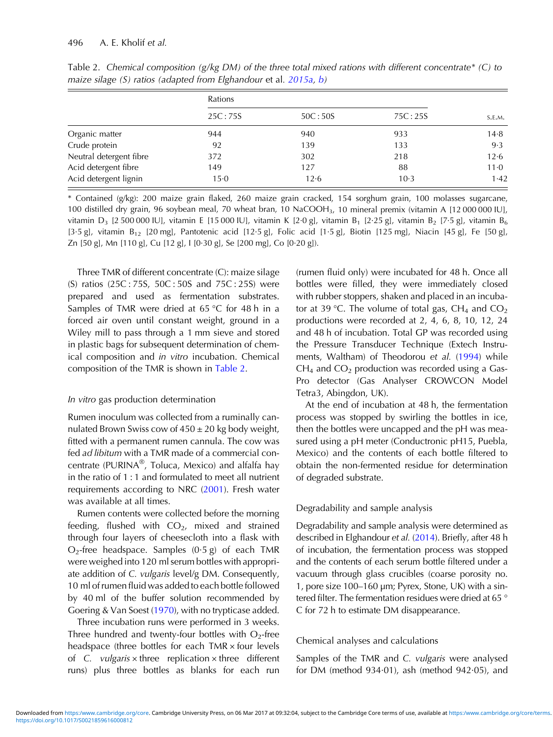Table 2. *Chemical composition (g/kg DM) of the three total mixed rations with different concentrate\* (C) to maize silage (S) ratios (adapted from Elghandour* et al. *2015a, b)*

| | Rations | | | |
|---|---|---|---|---|
| | 25C : 75S | 50C : 50S | 75C : 25S | S.E.M. |
| Organic matter | 944 | 940 | 933 | 14·8 |
| Crude protein | 92 | 139 | 133 | 9·3 |
| Neutral detergent fibre | 372 | 302 | 218 | 12·6 |
| Acid detergent fibre | 149 | 127 | 88 | 11·0 |
| Acid detergent lignin | 15·0 | 12·6 | 10·3 | 1·42 |

\* Contained (g/kg): 200 maize grain flaked, 260 maize grain cracked, 154 sorghum grain, 100 molasses sugarcane, 100 distilled dry grain, 96 soybean meal, 70 wheat bran, 10 $NaCOOH_3$, 10 mineral premix (vitamin A [12 000 000 IU], vitamin $D_3$ [2 500 000 IU], vitamin E [15 000 IU], vitamin K [2·0 g], vitamin $B_1$ [2·25 g], vitamin $B_2$ [7·5 g], vitamin $B_6$ [3·5 g], vitamin $B_{12}$ [20 mg], Pantotenic acid [12·5 g], Folic acid [1·5 g], Biotin [125 mg], Niacin [45 g], Fe [50 g], Zn [50 g], Mn [110 g], Cu [12 g], I [0·30 g], Se [200 mg], Co [0·20 g]).

Three TMR of different concentrate (C): maize silage (S) ratios (25C : 75S, 50C : 50S and 75C : 25S) were prepared and used as fermentation substrates. Samples of TMR were dried at 65 °C for 48 h in a forced air oven until constant weight, ground in a Wiley mill to pass through a 1 mm sieve and stored in plastic bags for subsequent determination of chemical composition and *in vitro* incubation. Chemical composition of the TMR is shown in Table 2.

### *In vitro* gas production determination

Rumen inoculum was collected from a ruminally cannulated Brown Swiss cow of 450 ± 20 kg body weight, fitted with a permanent rumen cannula. The cow was fed *ad libitum* with a TMR made of a commercial concentrate (PURINA®, Toluca, Mexico) and alfalfa hay in the ratio of 1 : 1 and formulated to meet all nutrient requirements according to NRC (2001). Fresh water was available at all times.

Rumen contents were collected before the morning feeding, flushed with $CO_2$, mixed and strained through four layers of cheesecloth into a flask with $O_2$-free headspace. Samples (0·5 g) of each TMR were weighed into 120 ml serum bottles with appropriate addition of *C. vulgaris* level/g DM. Consequently, 10 ml of rumen fluid was added to each bottle followed by 40 ml of the buffer solution recommended by Goering & Van Soest (1970), with no trypticase added.

Three incubation runs were performed in 3 weeks. Three hundred and twenty-four bottles with $O_2$-free headspace (three bottles for each TMR × four levels of *C. vulgaris* × three replication × three different runs) plus three bottles as blanks for each run (rumen fluid only) were incubated for 48 h. Once all bottles were filled, they were immediately closed with rubber stoppers, shaken and placed in an incubator at 39 °C. The volume of total gas, $CH_4$ and $CO_2$ productions were recorded at 2, 4, 6, 8, 10, 12, 24 and 48 h of incubation. Total GP was recorded using the Pressure Transducer Technique (Extech Instruments, Waltham) of Theodorou *et al.* (1994) while $CH_4$ and $CO_2$ production was recorded using a Gas-Pro detector (Gas Analyser CROWCON Model Tetra3, Abingdon, UK).

At the end of incubation at 48 h, the fermentation process was stopped by swirling the bottles in ice, then the bottles were uncapped and the pH was measured using a pH meter (Conductronic pH15, Puebla, Mexico) and the contents of each bottle filtered to obtain the non-fermented residue for determination of degraded substrate.

### Degradability and sample analysis

Degradability and sample analysis were determined as described in Elghandour *et al.* (2014). Briefly, after 48 h of incubation, the fermentation process was stopped and the contents of each serum bottle filtered under a vacuum through glass crucibles (coarse porosity no. 1, pore size 100–160 µm; Pyrex, Stone, UK) with a sintered filter. The fermentation residues were dried at 65 °C for 72 h to estimate DM disappearance.

### Chemical analyses and calculations

Samples of the TMR and *C. vulgaris* were analysed for DM (method 934·01), ash (method 942·05), and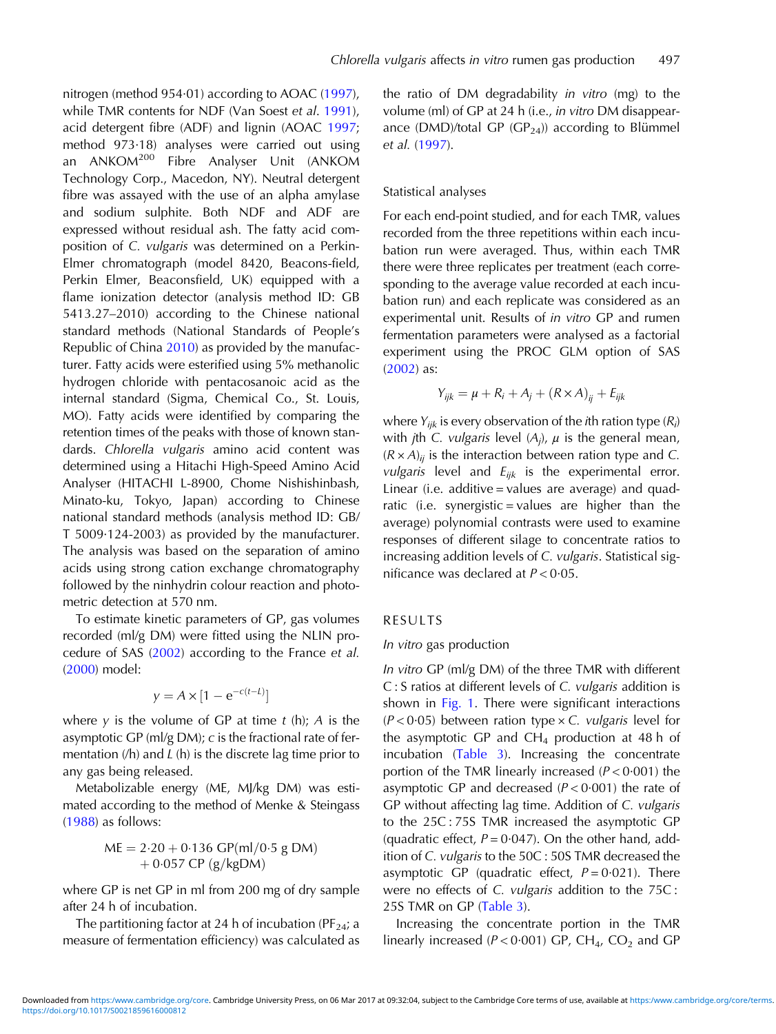nitrogen (method 954·01) according to AOAC (1997), while TMR contents for NDF (Van Soest *et al.* 1991), acid detergent fibre (ADF) and lignin (AOAC 1997; method 973·18) analyses were carried out using an ANKOM[200] Fibre Analyser Unit (ANKOM Technology Corp., Macedon, NY). Neutral detergent fibre was assayed with the use of an alpha amylase and sodium sulphite. Both NDF and ADF are expressed without residual ash. The fatty acid composition of *C. vulgaris* was determined on a Perkin-Elmer chromatograph (model 8420, Beacons-field, Perkin Elmer, Beaconsfield, UK) equipped with a flame ionization detector (analysis method ID: GB 5413.27–2010) according to the Chinese national standard methods (National Standards of People's Republic of China 2010) as provided by the manufacturer. Fatty acids were esterified using 5% methanolic hydrogen chloride with pentacosanoic acid as the internal standard (Sigma, Chemical Co., St. Louis, MO). Fatty acids were identified by comparing the retention times of the peaks with those of known standards. *Chlorella vulgaris* amino acid content was determined using a Hitachi High-Speed Amino Acid Analyser (HITACHI L-8900, Chome Nishishinbasin, Minato-ku, Tokyo, Japan) according to Chinese national standard methods (analysis method ID: GB/T 5009·124-2003) as provided by the manufacturer. The analysis was based on the separation of amino acids using strong cation exchange chromatography followed by the ninhydrin colour reaction and photometric detection at 570 nm.

To estimate kinetic parameters of GP, gas volumes recorded (ml/g DM) were fitted using the NLIN procedure of SAS (2002) according to the France *et al.* (2000) model:

$$y = A \times [1 - e^{-c(t-L)}]$$

where *y* is the volume of GP at time *t* (h); *A* is the asymptotic GP (ml/g DM); *c* is the fractional rate of fermentation (/h) and *L* (h) is the discrete lag time prior to any gas being released.

Metabolizable energy (ME, MJ/kg DM) was estimated according to the method of Menke & Steingass (1988) as follows:

$$\text{ME} = 2{\cdot}20 + 0{\cdot}136\ \text{GP(ml/0·5 g DM)} + 0{\cdot}057\ \text{CP (g/kgDM)}$$

where GP is net GP in ml from 200 mg of dry sample after 24 h of incubation.

The partitioning factor at 24 h of incubation ($PF_{24}$; a measure of fermentation efficiency) was calculated as the ratio of DM degradability *in vitro* (mg) to the volume (ml) of GP at 24 h (i.e., *in vitro* DM disappearance (DMD)/total GP ($GP_{24}$)) according to Blümmel *et al.* (1997).

### Statistical analyses

For each end-point studied, and for each TMR, values recorded from the three repetitions within each incubation run were averaged. Thus, within each TMR there were three replicates per treatment (each corresponding to the average value recorded at each incubation run) and each replicate was considered as an experimental unit. Results of *in vitro* GP and rumen fermentation parameters were analysed as a factorial experiment using the PROC GLM option of SAS (2002) as:

$$Y_{ijk} = \mu + R_i + A_j + (R \times A)_{ij} + E_{ijk}$$

where $Y_{ijk}$ is every observation of the *i*th ration type ($R_i$) with *j*th *C. vulgaris* level ($A_j$), $\mu$ is the general mean, $(R \times A)_{ij}$ is the interaction between ration type and *C. vulgaris* level and $E_{ijk}$ is the experimental error. Linear (i.e. additive = values are average) and quadratic (i.e. synergistic = values are higher than the average) polynomial contrasts were used to examine responses of different silage to concentrate ratios to increasing addition levels of *C. vulgaris*. Statistical significance was declared at $P < 0{\cdot}05$.

## RESULTS

### *In vitro* gas production

*In vitro* GP (ml/g DM) of the three TMR with different C : S ratios at different levels of *C. vulgaris* addition is shown in Fig. 1. There were significant interactions ($P < 0{\cdot}05$) between ration type × *C. vulgaris* level for the asymptotic GP and $CH_4$ production at 48 h of incubation (Table 3). Increasing the concentrate portion of the TMR linearly increased ($P < 0{\cdot}001$) the asymptotic GP and decreased ($P < 0{\cdot}001$) the rate of GP without affecting lag time. Addition of *C. vulgaris* to the 25C : 75S TMR increased the asymptotic GP (quadratic effect, $P = 0{\cdot}047$). On the other hand, addition of *C. vulgaris* to the 50C : 50S TMR decreased the asymptotic GP (quadratic effect, $P = 0{\cdot}021$). There were no effects of *C. vulgaris* addition to the 75C : 25S TMR on GP (Table 3).

Increasing the concentrate portion in the TMR linearly increased ($P < 0{\cdot}001$) GP, $CH_4$, $CO_2$ and GP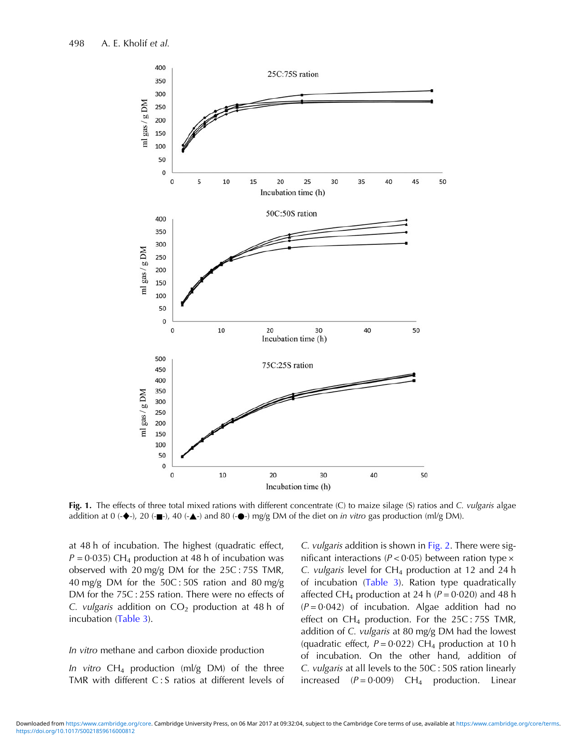Fig. 1. The effects of three total mixed rations with different concentrate (C) to maize silage (S) ratios and *C. vulgaris* algae addition at 0 (-◆-), 20 (-■-), 40 (-▲-) and 80 (-●-) mg/g DM of the diet on *in vitro* gas production (ml/g DM).

at 48 h of incubation. The highest (quadratic effect, $P = 0{\cdot}035$) $CH_4$ production at 48 h of incubation was observed with 20 mg/g DM for the 25C : 75S TMR, 40 mg/g DM for the 50C : 50S ration and 80 mg/g DM for the 75C : 25S ration. There were no effects of *C. vulgaris* addition on $CO_2$ production at 48 h of incubation (Table 3).

### *In vitro* methane and carbon dioxide production

*In vitro* $CH_4$ production (ml/g DM) of the three TMR with different C : S ratios at different levels of *C. vulgaris* addition is shown in Fig. 2. There were significant interactions ($P < 0{\cdot}05$) between ration type × *C. vulgaris* level for $CH_4$ production at 12 and 24 h of incubation (Table 3). Ration type quadratically affected $CH_4$ production at 24 h ($P = 0{\cdot}020$) and 48 h ($P = 0{\cdot}042$) of incubation. Algae addition had no effect on $CH_4$ production. For the 25C : 75S TMR, addition of *C. vulgaris* at 80 mg/g DM had the lowest (quadratic effect, $P = 0{\cdot}022$) $CH_4$ production at 10 h of incubation. On the other hand, addition of *C. vulgaris* at all levels to the 50C : 50S ration linearly increased ($P = 0{\cdot}009$) $CH_4$ production. Linear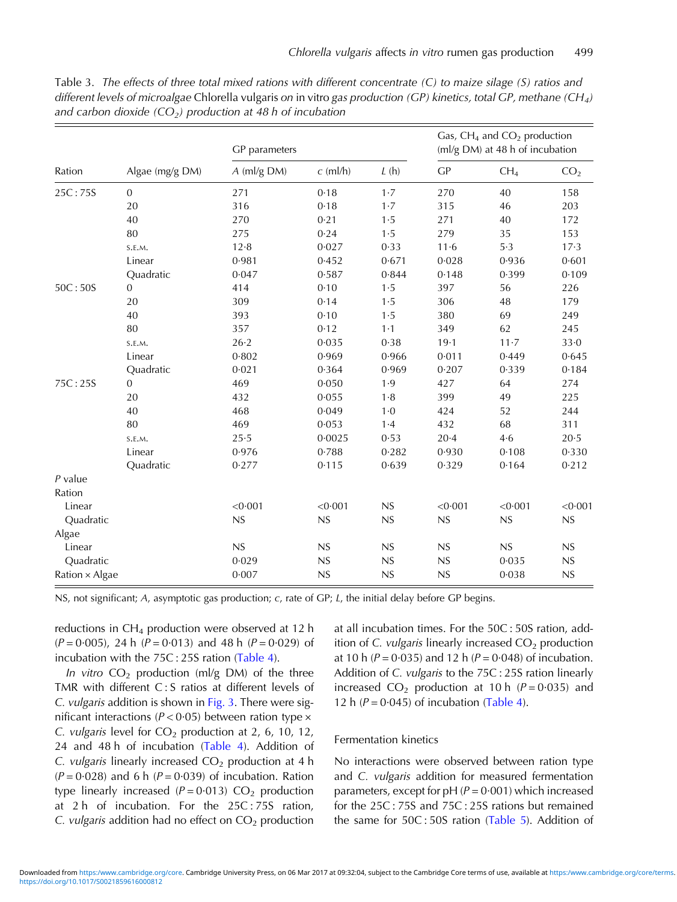Table 3. *The effects of three total mixed rations with different concentrate (C) to maize silage (S) ratios and different levels of microalgae* Chlorella vulgaris *on* in vitro *gas production (GP) kinetics, total GP, methane ($CH_4$) and carbon dioxide ($CO_2$) production at 48 h of incubation*

| | | GP parameters | | | Gas, $CH_4$ and $CO_2$ production (ml/g DM) at 48 h of incubation | | |
|---|---|---|---|---|---|---|---|
| Ration | Algae (mg/g DM) | *A* (ml/g DM) | *c* (ml/h) | *L* (h) | GP | $CH_4$ | $CO_2$ |
| 25C : 75S | 0 | 271 | 0·18 | 1·7 | 270 | 40 | 158 |
| | 20 | 316 | 0·18 | 1·7 | 315 | 46 | 203 |
| | 40 | 270 | 0·21 | 1·5 | 271 | 40 | 172 |
| | 80 | 275 | 0·24 | 1·5 | 279 | 35 | 153 |
| | S.E.M. | 12·8 | 0·027 | 0·33 | 11·6 | 5·3 | 17·3 |
| | Linear | 0·981 | 0·452 | 0·671 | 0·028 | 0·936 | 0·601 |
| | Quadratic | 0·047 | 0·587 | 0·844 | 0·148 | 0·399 | 0·109 |
| 50C : 50S | 0 | 414 | 0·10 | 1·5 | 397 | 56 | 226 |
| | 20 | 309 | 0·14 | 1·5 | 306 | 48 | 179 |
| | 40 | 393 | 0·10 | 1·5 | 380 | 69 | 249 |
| | 80 | 357 | 0·12 | 1·1 | 349 | 62 | 245 |
| | S.E.M. | 26·2 | 0·035 | 0·38 | 19·1 | 11·7 | 33·0 |
| | Linear | 0·802 | 0·969 | 0·966 | 0·011 | 0·449 | 0·645 |
| | Quadratic | 0·021 | 0·364 | 0·969 | 0·207 | 0·339 | 0·184 |
| 75C : 25S | 0 | 469 | 0·050 | 1·9 | 427 | 64 | 274 |
| | 20 | 432 | 0·055 | 1·8 | 399 | 49 | 225 |
| | 40 | 468 | 0·049 | 1·0 | 424 | 52 | 244 |
| | 80 | 469 | 0·053 | 1·4 | 432 | 68 | 311 |
| | S.E.M. | 25·5 | 0·0025 | 0·53 | 20·4 | 4·6 | 20·5 |
| | Linear | 0·976 | 0·788 | 0·282 | 0·930 | 0·108 | 0·330 |
| | Quadratic | 0·277 | 0·115 | 0·639 | 0·329 | 0·164 | 0·212 |
| *P* value | | | | | | | |
| Ration | | | | | | | |
| Linear | | <0·001 | <0·001 | NS | <0·001 | <0·001 | <0·001 |
| Quadratic | | NS | NS | NS | NS | NS | NS |
| Algae | | | | | | | |
| Linear | | NS | NS | NS | NS | NS | NS |
| Quadratic | | 0·029 | NS | NS | NS | 0·035 | NS |
| Ration × Algae | | 0·007 | NS | NS | NS | 0·038 | NS |

NS, not significant; *A*, asymptotic gas production; *c*, rate of GP; *L*, the initial delay before GP begins.

reductions in $CH_4$ production were observed at 12 h ($P = 0·005$), 24 h ($P = 0·013$) and 48 h ($P = 0·029$) of incubation with the 75C : 25S ration (Table 4).

*In vitro* $CO_2$ production (ml/g DM) of the three TMR with different C : S ratios at different levels of *C. vulgaris* addition is shown in Fig. 3. There were significant interactions ($P < 0·05$) between ration type × *C. vulgaris* level for $CO_2$ production at 2, 6, 10, 12, 24 and 48 h of incubation (Table 4). Addition of *C. vulgaris* linearly increased $CO_2$ production at 4 h ($P = 0·028$) and 6 h ($P = 0·039$) of incubation. Ration type linearly increased ($P = 0·013$) $CO_2$ production at 2 h of incubation. For the 25C : 75S ration, *C. vulgaris* addition had no effect on $CO_2$ production at all incubation times. For the 50C : 50S ration, addition of *C. vulgaris* linearly increased $CO_2$ production at 10 h ($P = 0·035$) and 12 h ($P = 0·048$) of incubation. Addition of *C. vulgaris* to the 75C : 25S ration linearly increased $CO_2$ production at 10 h ($P = 0·035$) and 12 h ($P = 0·045$) of incubation (Table 4).

### Fermentation kinetics

No interactions were observed between ration type and *C. vulgaris* addition for measured fermentation parameters, except for pH ($P = 0·001$) which increased for the 25C : 75S and 75C : 25S rations but remained the same for 50C : 50S ration (Table 5). Addition of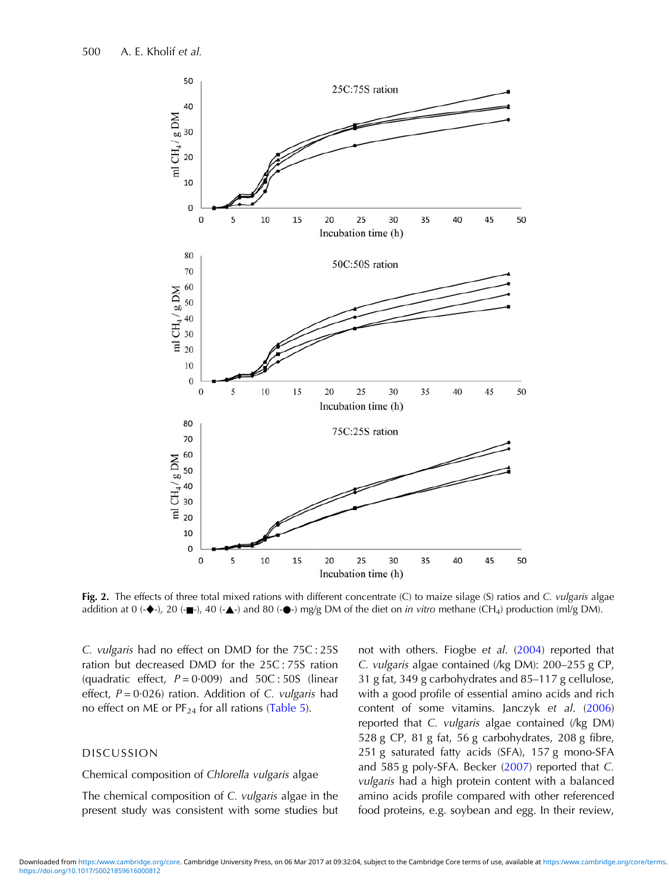Fig. 2. The effects of three total mixed rations with different concentrate (C) to maize silage (S) ratios and *C. vulgaris* algae addition at 0 (-◆-), 20 (-■-), 40 (-▲-) and 80 (-●-) mg/g DM of the diet on *in vitro* methane ($CH_4$) production (ml/g DM).

*C. vulgaris* had no effect on DMD for the 75C : 25S ration but decreased DMD for the 25C : 75S ration (quadratic effect, $P = 0{\cdot}009$) and 50C : 50S (linear effect, $P = 0{\cdot}026$) ration. Addition of *C. vulgaris* had no effect on ME or $PF_{24}$ for all rations (Table 5).

## DISCUSSION

### Chemical composition of *Chlorella vulgaris* algae

The chemical composition of *C. vulgaris* algae in the present study was consistent with some studies but not with others. Fiogbe *et al.* (2004) reported that *C. vulgaris* algae contained (/kg DM): 200–255 g CP, 31 g fat, 349 g carbohydrates and 85–117 g cellulose, with a good profile of essential amino acids and rich content of some vitamins. Janczyk *et al.* (2006) reported that *C. vulgaris* algae contained (/kg DM) 528 g CP, 81 g fat, 56 g carbohydrates, 208 g fibre, 251 g saturated fatty acids (SFA), 157 g mono-SFA and 585 g poly-SFA. Becker (2007) reported that *C. vulgaris* had a high protein content with a balanced amino acids profile compared with other referenced food proteins, e.g. soybean and egg. In their review,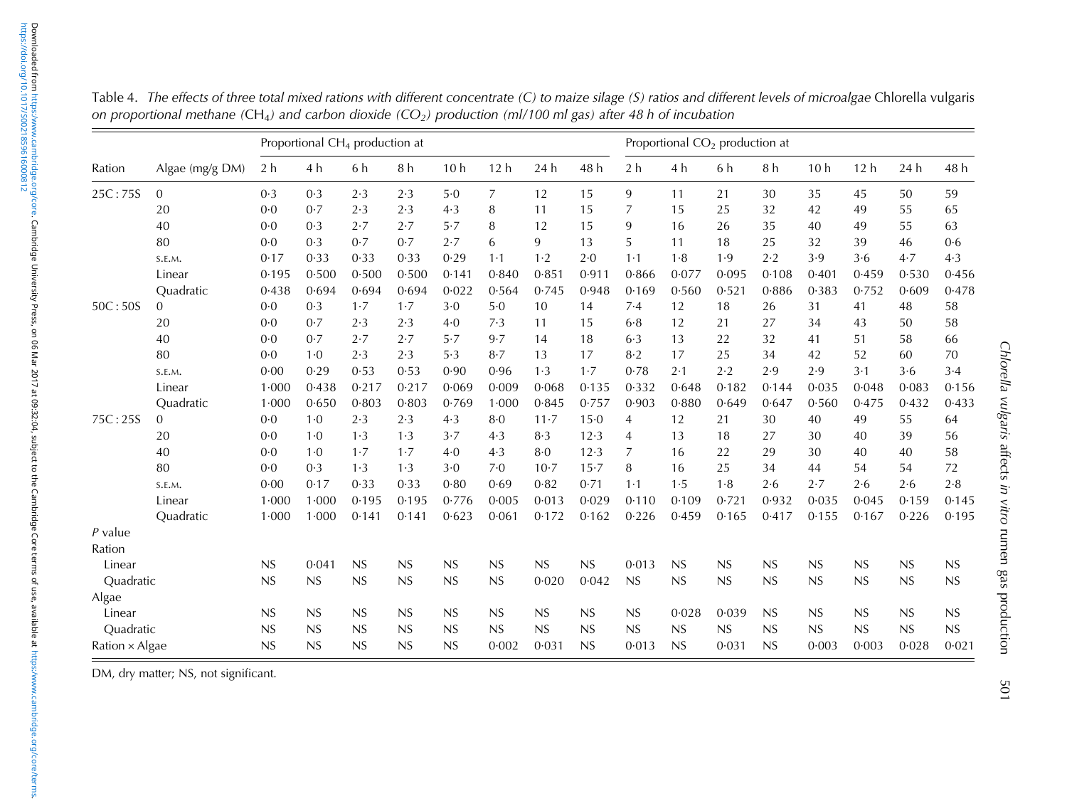Table 4. *The effects of three total mixed rations with different concentrate (C) to maize silage (S) ratios and different levels of microalgae* Chlorella vulgaris *on proportional methane ($CH_4$) and carbon dioxide ($CO_2$) production (ml/100 ml gas) after 48 h of incubation*

| | | Proportional $CH_4$ production at | | | | | | | | Proportional $CO_2$ production at | | | | | | | |
|---|---|---|---|---|---|---|---|---|---|---|---|---|---|---|---|---|---|
| Ration | Algae (mg/g DM) | 2 h | 4 h | 6 h | 8 h | 10 h | 12 h | 24 h | 48 h | 2 h | 4 h | 6 h | 8 h | 10 h | 12 h | 24 h | 48 h |
| 25C : 75S | 0 | 0·3 | 0·3 | 2·3 | 2·3 | 5·0 | 7 | 12 | 15 | 9 | 11 | 21 | 30 | 35 | 45 | 50 | 59 |
| | 20 | 0·0 | 0·7 | 2·3 | 2·3 | 4·3 | 8 | 11 | 15 | 7 | 15 | 25 | 32 | 42 | 49 | 55 | 65 |
| | 40 | 0·0 | 0·3 | 2·7 | 2·7 | 5·7 | 8 | 12 | 15 | 9 | 16 | 26 | 35 | 40 | 49 | 55 | 63 |
| | 80 | 0·0 | 0·3 | 0·7 | 0·7 | 2·7 | 6 | 9 | 13 | 5 | 11 | 18 | 25 | 32 | 39 | 46 | 0·6 |
| | S.E.M. | 0·17 | 0·33 | 0·33 | 0·33 | 0·29 | 1·1 | 1·2 | 2·0 | 1·1 | 1·8 | 1·9 | 2·2 | 3·9 | 3·6 | 4·7 | 4·3 |
| | Linear | 0·195 | 0·500 | 0·500 | 0·500 | 0·141 | 0·840 | 0·851 | 0·911 | 0·866 | 0·077 | 0·095 | 0·108 | 0·401 | 0·459 | 0·530 | 0·456 |
| | Quadratic | 0·438 | 0·694 | 0·694 | 0·694 | 0·022 | 0·564 | 0·745 | 0·948 | 0·169 | 0·560 | 0·521 | 0·886 | 0·383 | 0·752 | 0·609 | 0·478 |
| 50C : 50S | 0 | 0·0 | 0·3 | 1·7 | 1·7 | 3·0 | 5·0 | 10 | 14 | 7·4 | 12 | 18 | 26 | 31 | 41 | 48 | 58 |
| | 20 | 0·0 | 0·7 | 2·3 | 2·3 | 4·0 | 7·3 | 11 | 15 | 6·8 | 12 | 21 | 27 | 34 | 43 | 50 | 58 |
| | 40 | 0·0 | 0·7 | 2·7 | 2·7 | 5·7 | 9·7 | 14 | 18 | 6·3 | 13 | 22 | 32 | 41 | 51 | 58 | 66 |
| | 80 | 0·0 | 1·0 | 2·3 | 2·3 | 5·3 | 8·7 | 13 | 17 | 8·2 | 17 | 25 | 34 | 42 | 52 | 60 | 70 |
| | S.E.M. | 0·00 | 0·29 | 0·53 | 0·53 | 0·90 | 0·96 | 1·3 | 1·7 | 0·78 | 2·1 | 2·2 | 2·9 | 2·9 | 3·1 | 3·6 | 3·4 |
| | Linear | 1·000 | 0·438 | 0·217 | 0·217 | 0·069 | 0·009 | 0·068 | 0·135 | 0·332 | 0·648 | 0·182 | 0·144 | 0·035 | 0·048 | 0·083 | 0·156 |
| | Quadratic | 1·000 | 0·650 | 0·803 | 0·803 | 0·769 | 1·000 | 0·845 | 0·757 | 0·903 | 0·880 | 0·649 | 0·647 | 0·560 | 0·475 | 0·432 | 0·433 |
| 75C : 25S | 0 | 0·0 | 1·0 | 2·3 | 2·3 | 4·3 | 8·0 | 11·7 | 15·0 | 4 | 12 | 21 | 30 | 40 | 49 | 55 | 64 |
| | 20 | 0·0 | 1·0 | 1·3 | 1·3 | 3·7 | 4·3 | 8·3 | 12·3 | 4 | 13 | 18 | 27 | 30 | 40 | 39 | 56 |
| | 40 | 0·0 | 1·0 | 1·7 | 1·7 | 4·0 | 4·3 | 8·0 | 12·3 | 7 | 16 | 22 | 29 | 30 | 40 | 40 | 58 |
| | 80 | 0·0 | 0·3 | 1·3 | 1·3 | 3·0 | 7·0 | 10·7 | 15·7 | 8 | 16 | 25 | 34 | 44 | 54 | 54 | 72 |
| | S.E.M. | 0·00 | 0·17 | 0·33 | 0·33 | 0·80 | 0·69 | 0·82 | 0·71 | 1·1 | 1·5 | 1·8 | 2·6 | 2·7 | 2·6 | 2·6 | 2·8 |
| | Linear | 1·000 | 1·000 | 0·195 | 0·195 | 0·776 | 0·005 | 0·013 | 0·029 | 0·110 | 0·109 | 0·721 | 0·932 | 0·035 | 0·045 | 0·159 | 0·145 |
| | Quadratic | 1·000 | 1·000 | 0·141 | 0·141 | 0·623 | 0·061 | 0·172 | 0·162 | 0·226 | 0·459 | 0·165 | 0·417 | 0·155 | 0·167 | 0·226 | 0·195 |
| *P* value | | | | | | | | | | | | | | | | | |
| Ration | | | | | | | | | | | | | | | | | |
| Linear | | NS | 0·041 | NS | NS | NS | NS | NS | NS | 0·013 | NS | NS | NS | NS | NS | NS | NS |
| Quadratic | | NS | NS | NS | NS | NS | NS | 0·020 | 0·042 | NS | NS | NS | NS | NS | NS | NS | NS |
| Algae | | | | | | | | | | | | | | | | | |
| Linear | | NS | NS | NS | NS | NS | NS | NS | NS | NS | 0·028 | 0·039 | NS | NS | NS | NS | NS |
| Quadratic | | NS | NS | NS | NS | NS | NS | NS | NS | NS | NS | NS | NS | NS | NS | NS | NS |
| Ration × Algae | | NS | NS | NS | NS | NS | 0·002 | 0·031 | NS | 0·013 | NS | 0·031 | NS | 0·003 | 0·003 | 0·028 | 0·021 |

DM, dry matter; NS, not significant.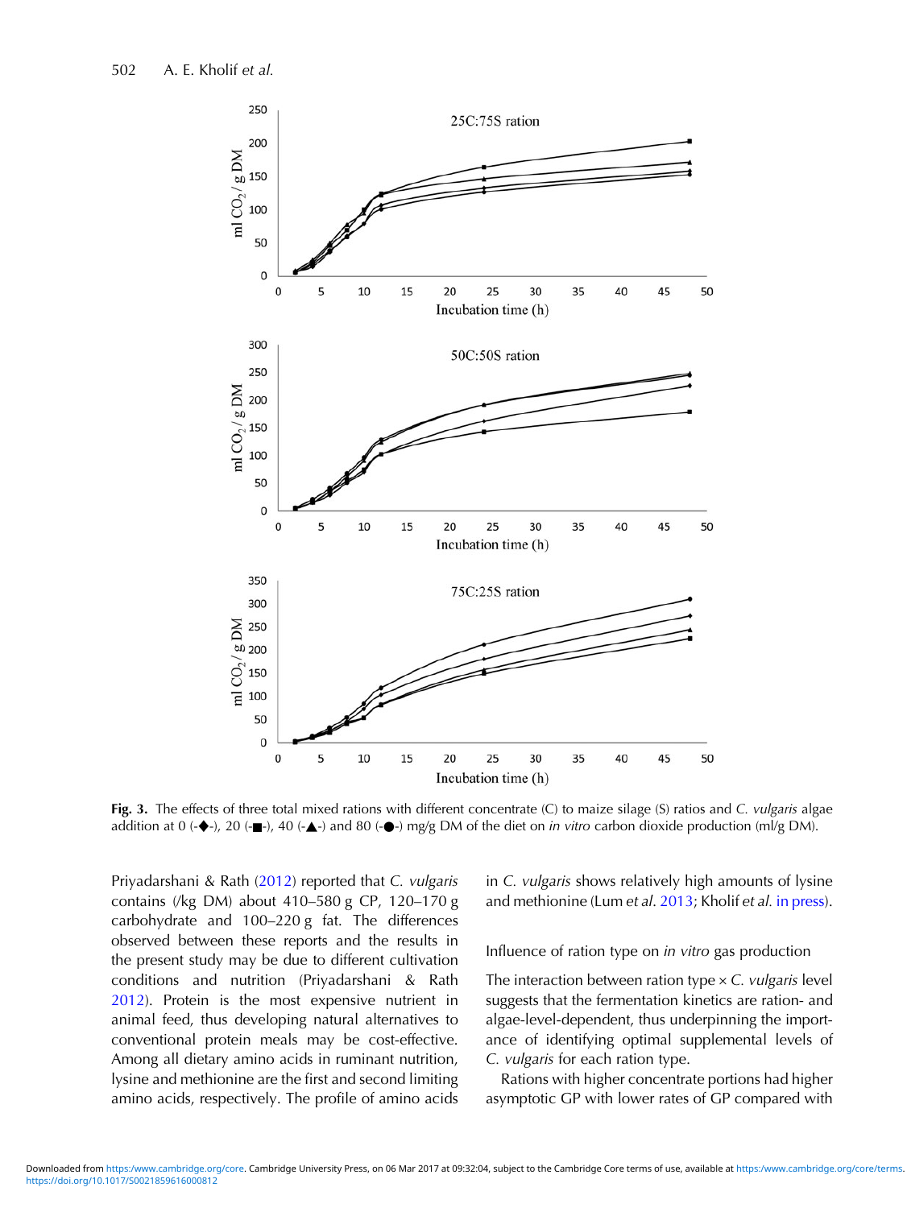Fig. 3. The effects of three total mixed rations with different concentrate (C) to maize silage (S) ratios and *C. vulgaris* algae addition at 0 (-◆-), 20 (-■-), 40 (-▲-) and 80 (-●-) mg/g DM of the diet on *in vitro* carbon dioxide production (ml/g DM).

Priyadarshani & Rath (2012) reported that *C. vulgaris* contains (/kg DM) about 410–580 g CP, 120–170 g carbohydrate and 100–220 g fat. The differences observed between these reports and the results in the present study may be due to different cultivation conditions and nutrition (Priyadarshani & Rath 2012). Protein is the most expensive nutrient in animal feed, thus developing natural alternatives to conventional protein meals may be cost-effective. Among all dietary amino acids in ruminant nutrition, lysine and methionine are the first and second limiting amino acids, respectively. The profile of amino acids in *C. vulgaris* shows relatively high amounts of lysine and methionine (Lum *et al.* 2013; Kholif *et al.* in press).

### Influence of ration type on *in vitro* gas production

The interaction between ration type × *C. vulgaris* level suggests that the fermentation kinetics are ration- and algae-level-dependent, thus underpinning the importance of identifying optimal supplemental levels of *C. vulgaris* for each ration type.

Rations with higher concentrate portions had higher asymptotic GP with lower rates of GP compared with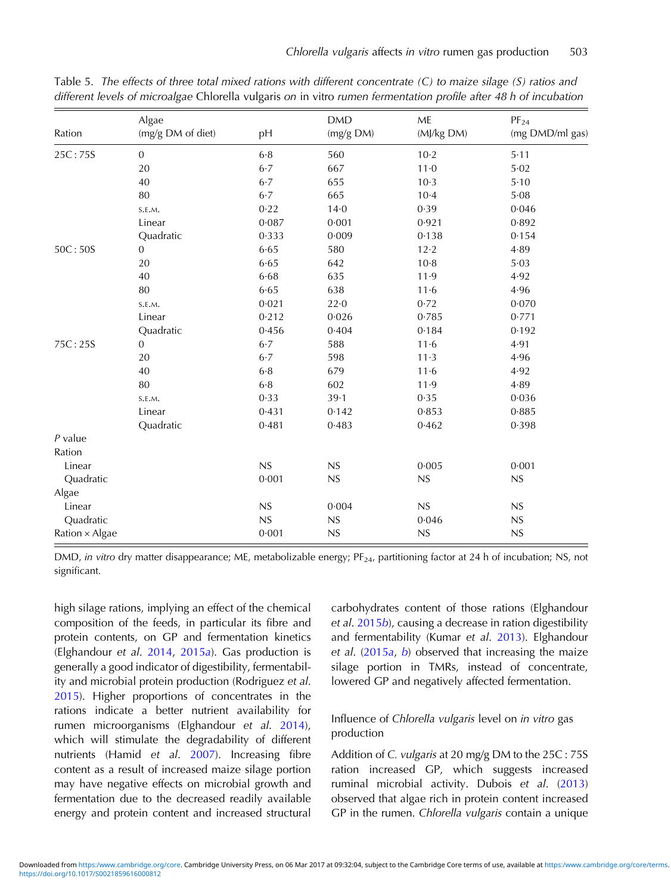Table 5. *The effects of three total mixed rations with different concentrate (C) to maize silage (S) ratios and different levels of microalgae* Chlorella vulgaris *on* in vitro *rumen fermentation profile after 48 h of incubation*

| Ration | Algae (mg/g DM of diet) | pH | DMD (mg/g DM) | ME (MJ/kg DM) | $PF_{24}$ (mg DMD/ml gas) |
|---|---|---|---|---|---|
| 25C : 75S | 0 | 6·8 | 560 | 10·2 | 5·11 |
| | 20 | 6·7 | 667 | 11·0 | 5·02 |
| | 40 | 6·7 | 655 | 10·3 | 5·10 |
| | 80 | 6·7 | 665 | 10·4 | 5·08 |
| | S.E.M. | 0·22 | 14·0 | 0·39 | 0·046 |
| | Linear | 0·087 | 0·001 | 0·921 | 0·892 |
| | Quadratic | 0·333 | 0·009 | 0·138 | 0·154 |
| 50C : 50S | 0 | 6·65 | 580 | 12·2 | 4·89 |
| | 20 | 6·65 | 642 | 10·8 | 5·03 |
| | 40 | 6·68 | 635 | 11·9 | 4·92 |
| | 80 | 6·65 | 638 | 11·6 | 4·96 |
| | S.E.M. | 0·021 | 22·0 | 0·72 | 0·070 |
| | Linear | 0·212 | 0·026 | 0·785 | 0·771 |
| | Quadratic | 0·456 | 0·404 | 0·184 | 0·192 |
| 75C : 25S | 0 | 6·7 | 588 | 11·6 | 4·91 |
| | 20 | 6·7 | 598 | 11·3 | 4·96 |
| | 40 | 6·8 | 679 | 11·6 | 4·92 |
| | 80 | 6·8 | 602 | 11·9 | 4·89 |
| | S.E.M. | 0·33 | 39·1 | 0·35 | 0·036 |
| | Linear | 0·431 | 0·142 | 0·853 | 0·885 |
| | Quadratic | 0·481 | 0·483 | 0·462 | 0·398 |
| *P* value | | | | | |
| Ration | | | | | |
| Linear | | NS | NS | 0·005 | 0·001 |
| Quadratic | | 0·001 | NS | NS | NS |
| Algae | | | | | |
| Linear | | NS | 0·004 | NS | NS |
| Quadratic | | NS | NS | 0·046 | NS |
| Ration × Algae | | 0·001 | NS | NS | NS |

DMD, *in vitro* dry matter disappearance; ME, metabolizable energy; $PF_{24}$, partitioning factor at 24 h of incubation; NS, not significant.

high silage rations, implying an effect of the chemical composition of the feeds, in particular its fibre and protein contents, on GP and fermentation kinetics (Elghandour *et al*. 2014, 2015*a*). Gas production is generally a good indicator of digestibility, fermentability and microbial protein production (Rodriguez *et al*. 2015). Higher proportions of concentrates in the rations indicate a better nutrient availability for rumen microorganisms (Elghandour *et al*. 2014), which will stimulate the degradability of different nutrients (Hamid *et al*. 2007). Increasing fibre content as a result of increased maize silage portion may have negative effects on microbial growth and fermentation due to the decreased readily available energy and protein content and increased structural carbohydrates content of those rations (Elghandour *et al*. 2015*b*), causing a decrease in ration digestibility and fermentability (Kumar *et al*. 2013). Elghandour *et al*. (2015*a*, *b*) observed that increasing the maize silage portion in TMRs, instead of concentrate, lowered GP and negatively affected fermentation.

### Influence of *Chlorella vulgaris* level on *in vitro* gas production

Addition of *C. vulgaris* at 20 mg/g DM to the 25C : 75S ration increased GP, which suggests increased ruminal microbial activity. Dubois *et al*. (2013) observed that algae rich in protein content increased GP in the rumen. *Chlorella vulgaris* contain a unique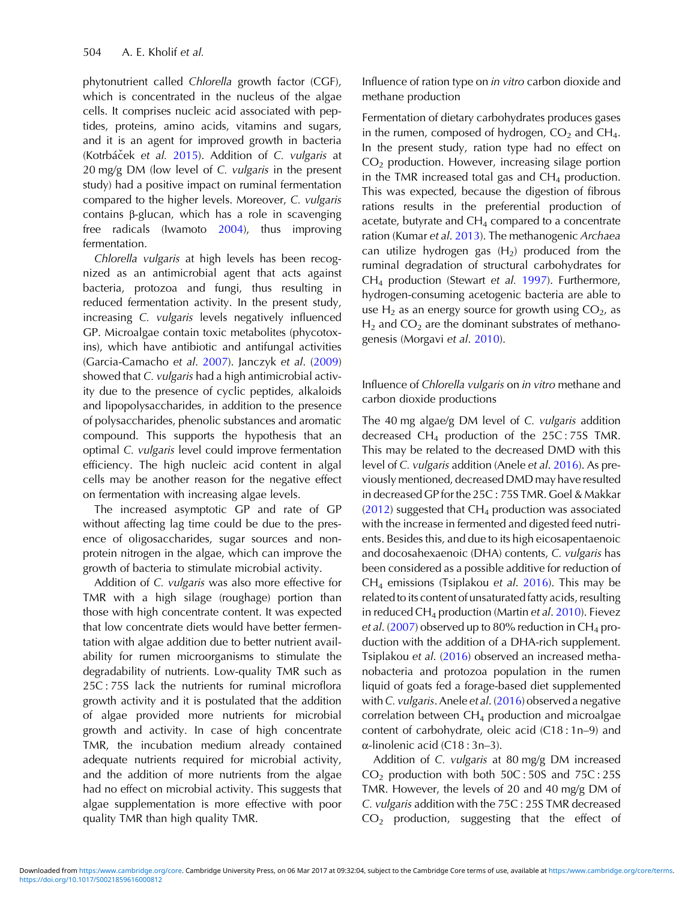phytonutrient called *Chlorella* growth factor (CGF), which is concentrated in the nucleus of the algae cells. It comprises nucleic acid associated with peptides, proteins, amino acids, vitamins and sugars, and it is an agent for improved growth in bacteria (Kotrbáček *et al.* 2015). Addition of *C. vulgaris* at 20 mg/g DM (low level of *C. vulgaris* in the present study) had a positive impact on ruminal fermentation compared to the higher levels. Moreover, *C. vulgaris* contains β-glucan, which has a role in scavenging free radicals (Iwamoto 2004), thus improving fermentation.

*Chlorella vulgaris* at high levels has been recognized as an antimicrobial agent that acts against bacteria, protozoa and fungi, thus resulting in reduced fermentation activity. In the present study, increasing *C. vulgaris* levels negatively influenced GP. Microalgae contain toxic metabolites (phycotoxins), which have antibiotic and antifungal activities (Garcia-Camacho *et al*. 2007). Janczyk *et al*. (2009) showed that *C. vulgaris* had a high antimicrobial activity due to the presence of cyclic peptides, alkaloids and lipopolysaccharides, in addition to the presence of polysaccharides, phenolic substances and aromatic compound. This supports the hypothesis that an optimal *C. vulgaris* level could improve fermentation efficiency. The high nucleic acid content in algal cells may be another reason for the negative effect on fermentation with increasing algae levels.

The increased asymptotic GP and rate of GP without affecting lag time could be due to the presence of oligosaccharides, sugar sources and non-protein nitrogen in the algae, which can improve the growth of bacteria to stimulate microbial activity.

Addition of *C. vulgaris* was also more effective for TMR with a high silage (roughage) portion than those with high concentrate content. It was expected that low concentrate diets would have better fermentation with algae addition due to better nutrient availability for rumen microorganisms to stimulate the degradability of nutrients. Low-quality TMR such as 25C : 75S lack the nutrients for ruminal microflora growth activity and it is postulated that the addition of algae provided more nutrients for microbial growth and activity. In case of high concentrate TMR, the incubation medium already contained adequate nutrients required for microbial activity, and the addition of more nutrients from the algae had no effect on microbial activity. This suggests that algae supplementation is more effective with poor quality TMR than high quality TMR.

### Influence of ration type on *in vitro* carbon dioxide and methane production

Fermentation of dietary carbohydrates produces gases in the rumen, composed of hydrogen, $CO_2$ and $CH_4$. In the present study, ration type had no effect on $CO_2$ production. However, increasing silage portion in the TMR increased total gas and $CH_4$ production. This was expected, because the digestion of fibrous rations results in the preferential production of acetate, butyrate and $CH_4$ compared to a concentrate ration (Kumar *et al*. 2013). The methanogenic *Archaea* can utilize hydrogen gas ($H_2$) produced from the ruminal degradation of structural carbohydrates for $CH_4$ production (Stewart *et al*. 1997). Furthermore, hydrogen-consuming acetogenic bacteria are able to use $H_2$ as an energy source for growth using $CO_2$, as $H_2$ and $CO_2$ are the dominant substrates of methanogenesis (Morgavi *et al*. 2010).

### Influence of *Chlorella vulgaris* on *in vitro* methane and carbon dioxide productions

The 40 mg algae/g DM level of *C. vulgaris* addition decreased $CH_4$ production of the 25C : 75S TMR. This may be related to the decreased DMD with this level of *C. vulgaris* addition (Anele *et al*. 2016). As previously mentioned, decreased DMD may have resulted in decreased GP for the 25C : 75S TMR. Goel & Makkar (2012) suggested that $CH_4$ production was associated with the increase in fermented and digested feed nutrients. Besides this, and due to its high eicosapentaenoic and docosahexaenoic (DHA) contents, *C. vulgaris* has been considered as a possible additive for reduction of $CH_4$ emissions (Tsiplakou *et al*. 2016). This may be related to its content of unsaturated fatty acids, resulting in reduced $CH_4$ production (Martin *et al*. 2010). Fievez *et al*. (2007) observed up to 80% reduction in $CH_4$ production with the addition of a DHA-rich supplement. Tsiplakou *et al*. (2016) observed an increased methanobacteria and protozoa population in the rumen liquid of goats fed a forage-based diet supplemented with *C. vulgaris*. Anele *et al*. (2016) observed a negative correlation between $CH_4$ production and microalgae content of carbohydrate, oleic acid (C18 : 1n–9) and α-linolenic acid (C18 : 3n–3).

Addition of *C. vulgaris* at 80 mg/g DM increased $CO_2$ production with both 50C : 50S and 75C : 25S TMR. However, the levels of 20 and 40 mg/g DM of *C. vulgaris* addition with the 75C : 25S TMR decreased $CO_2$ production, suggesting that the effect of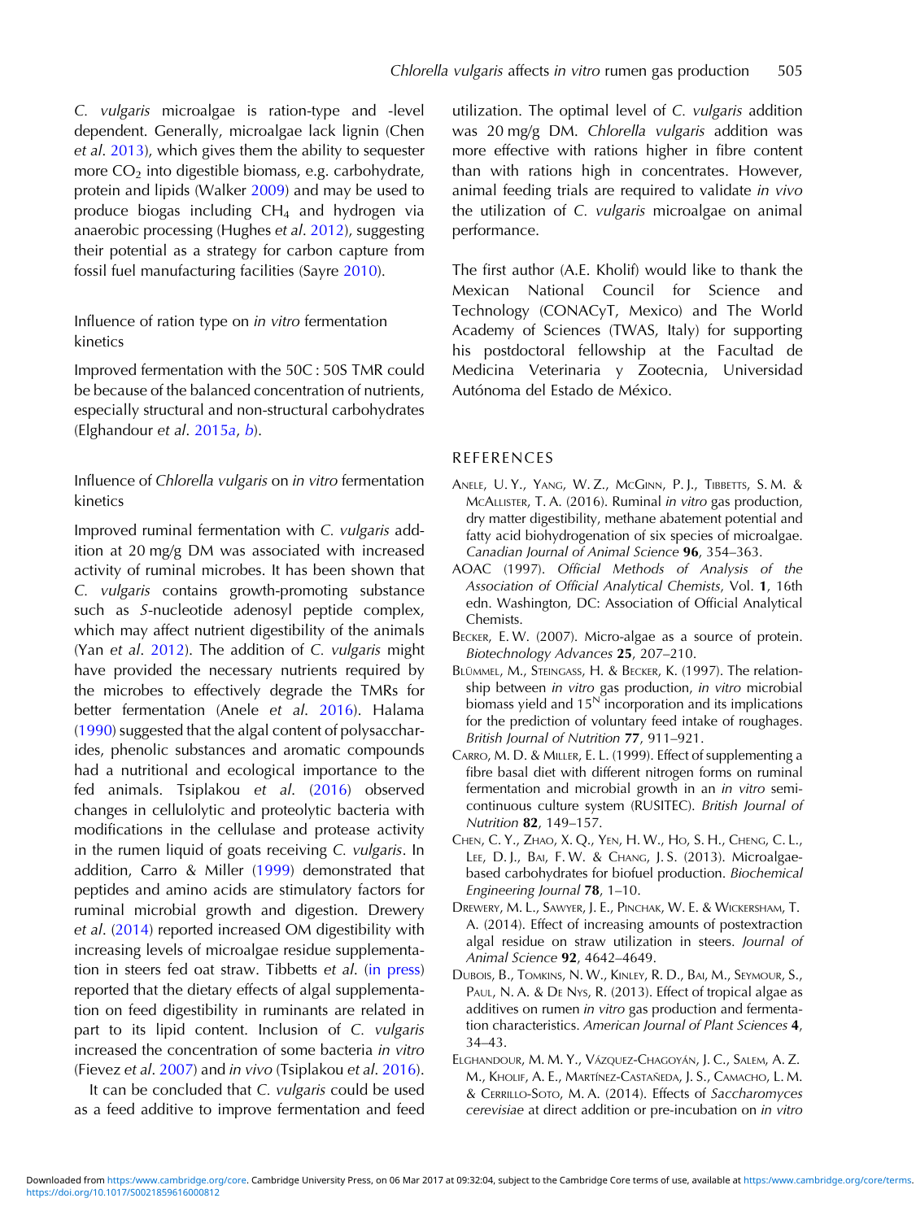*C. vulgaris* microalgae is ration-type and -level dependent. Generally, microalgae lack lignin (Chen *et al.* 2013), which gives them the ability to sequester more $CO_2$ into digestible biomass, e.g. carbohydrate, protein and lipids (Walker 2009) and may be used to produce biogas including $CH_4$ and hydrogen via anaerobic processing (Hughes *et al.* 2012), suggesting their potential as a strategy for carbon capture from fossil fuel manufacturing facilities (Sayre 2010).

### Influence of ration type on *in vitro* fermentation kinetics

Improved fermentation with the 50C : 50S TMR could be because of the balanced concentration of nutrients, especially structural and non-structural carbohydrates (Elghandour *et al.* 2015*a*, *b*).

### Influence of *Chlorella vulgaris* on *in vitro* fermentation kinetics

Improved ruminal fermentation with *C. vulgaris* addition at 20 mg/g DM was associated with increased activity of ruminal microbes. It has been shown that *C. vulgaris* contains growth-promoting substance such as *S*-nucleotide adenosyl peptide complex, which may affect nutrient digestibility of the animals (Yan *et al.* 2012). The addition of *C. vulgaris* might have provided the necessary nutrients required by the microbes to effectively degrade the TMRs for better fermentation (Anele *et al.* 2016). Halama (1990) suggested that the algal content of polysaccharides, phenolic substances and aromatic compounds had a nutritional and ecological importance to the fed animals. Tsiplakou *et al.* (2016) observed changes in cellulolytic and proteolytic bacteria with modifications in the cellulase and protease activity in the rumen liquid of goats receiving *C. vulgaris*. In addition, Carro & Miller (1999) demonstrated that peptides and amino acids are stimulatory factors for ruminal microbial growth and digestion. Drewery *et al.* (2014) reported increased OM digestibility with increasing levels of microalgae residue supplementation in steers fed oat straw. Tibbetts *et al.* (in press) reported that the dietary effects of algal supplementation on feed digestibility in ruminants are related in part to its lipid content. Inclusion of *C. vulgaris* increased the concentration of some bacteria *in vitro* (Fievez *et al.* 2007) and *in vivo* (Tsiplakou *et al.* 2016).

It can be concluded that *C. vulgaris* could be used as a feed additive to improve fermentation and feed utilization. The optimal level of *C. vulgaris* addition was 20 mg/g DM. *Chlorella vulgaris* addition was more effective with rations higher in fibre content than with rations high in concentrates. However, animal feeding trials are required to validate *in vivo* the utilization of *C. vulgaris* microalgae on animal performance.

The first author (A.E. Kholif) would like to thank the Mexican National Council for Science and Technology (CONACyT, Mexico) and The World Academy of Sciences (TWAS, Italy) for supporting his postdoctoral fellowship at the Facultad de Medicina Veterinaria y Zootecnia, Universidad Autónoma del Estado de México.

## REFERENCES

Anele, U. Y., Yang, W. Z., McGinn, P. J., Tibbetts, S. M. & McAllister, T. A. (2016). Ruminal *in vitro* gas production, dry matter digestibility, methane abatement potential and fatty acid biohydrogenation of six species of microalgae. *Canadian Journal of Animal Science* **96**, 354–363.

AOAC (1997). *Official Methods of Analysis of the Association of Official Analytical Chemists*, Vol. **1**, 16th edn. Washington, DC: Association of Official Analytical Chemists.

Becker, E. W. (2007). Micro-algae as a source of protein. *Biotechnology Advances* **25**, 207–210.

Blümmel, M., Steingass, H. & Becker, K. (1997). The relationship between *in vitro* gas production, *in vitro* microbial biomass yield and $15^N$ incorporation and its implications for the prediction of voluntary feed intake of roughages. *British Journal of Nutrition* **77**, 911–921.

Carro, M. D. & Miller, E. L. (1999). Effect of supplementing a fibre basal diet with different nitrogen forms on ruminal fermentation and microbial growth in an *in vitro* semi-continuous culture system (RUSITEC). *British Journal of Nutrition* **82**, 149–157.

Chen, C. Y., Zhao, X. Q., Yen, H. W., Ho, S. H., Cheng, C. L., Lee, D. J., Bai, F. W. & Chang, J. S. (2013). Microalgae-based carbohydrates for biofuel production. *Biochemical Engineering Journal* **78**, 1–10.

Drewery, M. L., Sawyer, J. E., Pinchak, W. E. & Wickersham, T. A. (2014). Effect of increasing amounts of postextraction algal residue on straw utilization in steers. *Journal of Animal Science* **92**, 4642–4649.

Dubois, B., Tomkins, N. W., Kinley, R. D., Bai, M., Seymour, S., Paul, N. A. & De Nys, R. (2013). Effect of tropical algae as additives on rumen *in vitro* gas production and fermentation characteristics. *American Journal of Plant Sciences* **4**, 34–43.

Elghandour, M. M. Y., Vázquez-Chagoyán, J. C., Salem, A. Z. M., Kholif, A. E., Martínez-Castañeda, J. S., Camacho, L. M. & Cerrillo-Soto, M. A. (2014). Effects of *Saccharomyces cerevisiae* at direct addition or pre-incubation on *in vitro*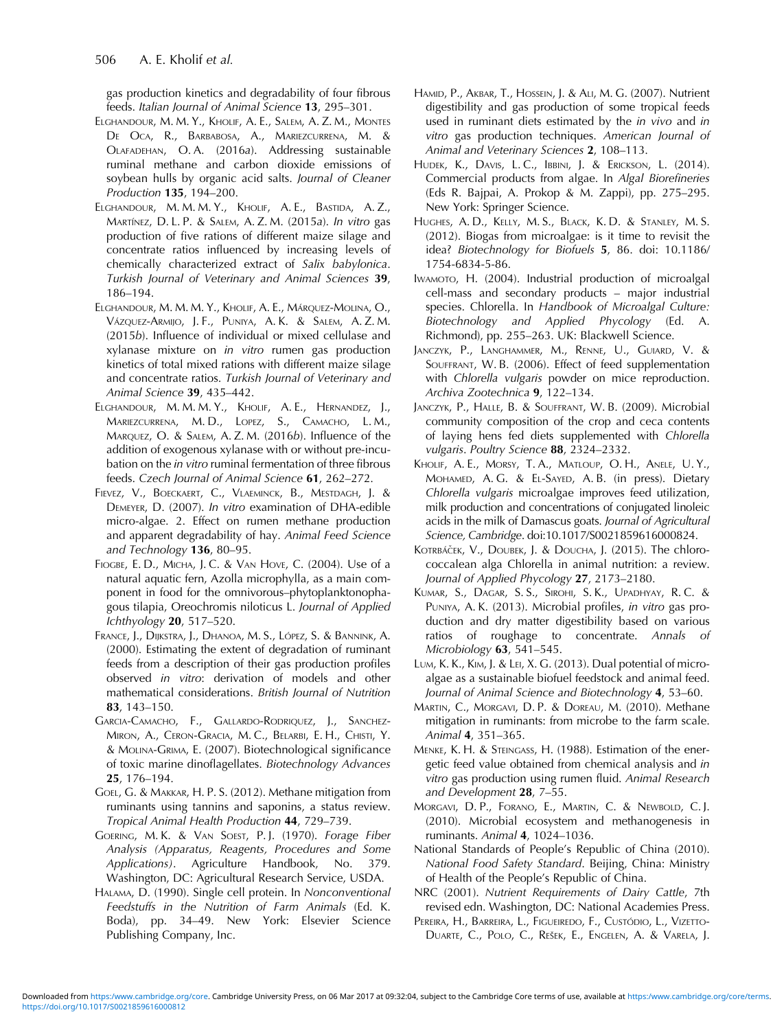gas production kinetics and degradability of four fibrous feeds. *Italian Journal of Animal Science* **13**, 295–301.

Elghandour, M. M. Y., Kholif, A. E., Salem, A. Z. M., Montes De Oca, R., Barbabosa, A., Mariezcurrena, M. & Olafadehan, O. A. (2016*a*). Addressing sustainable ruminal methane and carbon dioxide emissions of soybean hulls by organic acid salts. *Journal of Cleaner Production* **135**, 194–200.

Elghandour, M. M. M. Y., Kholif, A. E., Bastida, A. Z., Martínez, D. L. P. & Salem, A. Z. M. (2015*a*). *In vitro* gas production of five rations of different maize silage and concentrate ratios influenced by increasing levels of chemically characterized extract of *Salix babylonica*. *Turkish Journal of Veterinary and Animal Sciences* **39**, 186–194.

Elghandour, M. M. M. Y., Kholif, A. E., Márquez-Molina, O., Vázquez-Armijo, J. F., Puniya, A. K. & Salem, A. Z. M. (2015*b*). Influence of individual or mixed cellulase and xylanase mixture on *in vitro* rumen gas production kinetics of total mixed rations with different maize silage and concentrate ratios. *Turkish Journal of Veterinary and Animal Science* **39**, 435–442.

Elghandour, M. M. M. Y., Kholif, A. E., Hernandez, J., Mariezcurrena, M. D., Lopez, S., Camacho, L. M., Marquez, O. & Salem, A. Z. M. (2016*b*). Influence of the addition of exogenous xylanase with or without pre-incubation on the *in vitro* ruminal fermentation of three fibrous feeds. *Czech Journal of Animal Science* **61**, 262–272.

Fievez, V., Boeckaert, C., Vlaeminck, B., Mestdagh, J. & Demeyer, D. (2007). *In vitro* examination of DHA-edible micro-algae. 2. Effect on rumen methane production and apparent degradability of hay. *Animal Feed Science and Technology* **136**, 80–95.

Fiogbe, E. D., Micha, J. C. & Van Hove, C. (2004). Use of a natural aquatic fern, Azolla microphylla, as a main component in food for the omnivorous–phytoplanktonophagous tilapia, Oreochromis niloticus L. *Journal of Applied Ichthyology* **20**, 517–520.

France, J., Dijkstra, J., Dhanoa, M. S., López, S. & Bannink, A. (2000). Estimating the extent of degradation of ruminant feeds from a description of their gas production profiles observed *in vitro*: derivation of models and other mathematical considerations. *British Journal of Nutrition* **83**, 143–150.

Garcia-Camacho, F., Gallardo-Rodriquez, J., Sanchez-Miron, A., Ceron-Gracia, M. C., Belarbi, E. H., Chisti, Y. & Molina-Grima, E. (2007). Biotechnological significance of toxic marine dinoflagellates. *Biotechnology Advances* **25**, 176–194.

Goel, G. & Makkar, H. P. S. (2012). Methane mitigation from ruminants using tannins and saponins, a status review. *Tropical Animal Health Production* **44**, 729–739.

Goering, M. K. & Van Soest, P. J. (1970). *Forage Fiber Analysis (Apparatus, Reagents, Procedures and Some Applications)*. Agriculture Handbook, No. 379. Washington, DC: Agricultural Research Service, USDA.

Halama, D. (1990). Single cell protein. In *Nonconventional Feedstuffs in the Nutrition of Farm Animals* (Ed. K. Boda), pp. 34–49. New York: Elsevier Science Publishing Company, Inc.

Hamid, P., Akbar, T., Hossein, J. & Ali, M. G. (2007). Nutrient digestibility and gas production of some tropical feeds used in ruminant diets estimated by the *in vivo* and *in vitro* gas production techniques. *American Journal of Animal and Veterinary Sciences* **2**, 108–113.

Hudek, K., Davis, L. C., Ibbini, J. & Erickson, L. (2014). Commercial products from algae. In *Algal Biorefineries* (Eds R. Bajpai, A. Prokop & M. Zappi), pp. 275–295. New York: Springer Science.

Hughes, A. D., Kelly, M. S., Black, K. D. & Stanley, M. S. (2012). Biogas from microalgae: is it time to revisit the idea? *Biotechnology for Biofuels* **5**, 86. doi: 10.1186/1754-6834-5-86.

Iwamoto, H. (2004). Industrial production of microalgal cell-mass and secondary products – major industrial species. Chlorella. In *Handbook of Microalgal Culture: Biotechnology and Applied Phycology* (Ed. A. Richmond), pp. 255–263. UK: Blackwell Science.

Janczyk, P., Langhammer, M., Renne, U., Guiard, V. & Souffrant, W. B. (2006). Effect of feed supplementation with *Chlorella vulgaris* powder on mice reproduction. *Archiva Zootechnica* **9**, 122–134.

Janczyk, P., Halle, B. & Souffrant, W. B. (2009). Microbial community composition of the crop and ceca contents of laying hens fed diets supplemented with *Chlorella vulgaris*. *Poultry Science* **88**, 2324–2332.

Kholif, A. E., Morsy, T. A., Matloup, O. H., Anele, U. Y., Mohamed, A. G. & El-Sayed, A. B. (in press). Dietary *Chlorella vulgaris* microalgae improves feed utilization, milk production and concentrations of conjugated linoleic acids in the milk of Damascus goats. *Journal of Agricultural Science, Cambridge*. doi:10.1017/S0021859616000824.

Kotrbáček, V., Doubek, J. & Doucha, J. (2015). The chlorococcalean alga Chlorella in animal nutrition: a review. *Journal of Applied Phycology* **27**, 2173–2180.

Kumar, S., Dagar, S. S., Sirohi, S. K., Upadhyay, R. C. & Puniya, A. K. (2013). Microbial profiles, *in vitro* gas production and dry matter digestibility based on various ratios of roughage to concentrate. *Annals of Microbiology* **63**, 541–545.

Lum, K. K., Kim, J. & Lei, X. G. (2013). Dual potential of microalgae as a sustainable biofuel feedstock and animal feed. *Journal of Animal Science and Biotechnology* **4**, 53–60.

Martin, C., Morgavi, D. P. & Doreau, M. (2010). Methane mitigation in ruminants: from microbe to the farm scale. *Animal* **4**, 351–365.

Menke, K. H. & Steingass, H. (1988). Estimation of the energetic feed value obtained from chemical analysis and *in vitro* gas production using rumen fluid. *Animal Research and Development* **28**, 7–55.

Morgavi, D. P., Forano, E., Martin, C. & Newbold, C. J. (2010). Microbial ecosystem and methanogenesis in ruminants. *Animal* **4**, 1024–1036.

National Standards of People's Republic of China (2010). *National Food Safety Standard*. Beijing, China: Ministry of Health of the People's Republic of China.

NRC (2001). *Nutrient Requirements of Dairy Cattle*, 7th revised edn. Washington, DC: National Academies Press.

Pereira, H., Barreira, L., Figueiredo, F., Custódio, L., Vizetto-Duarte, C., Polo, C., Rešek, E., Engelen, A. & Varela, J.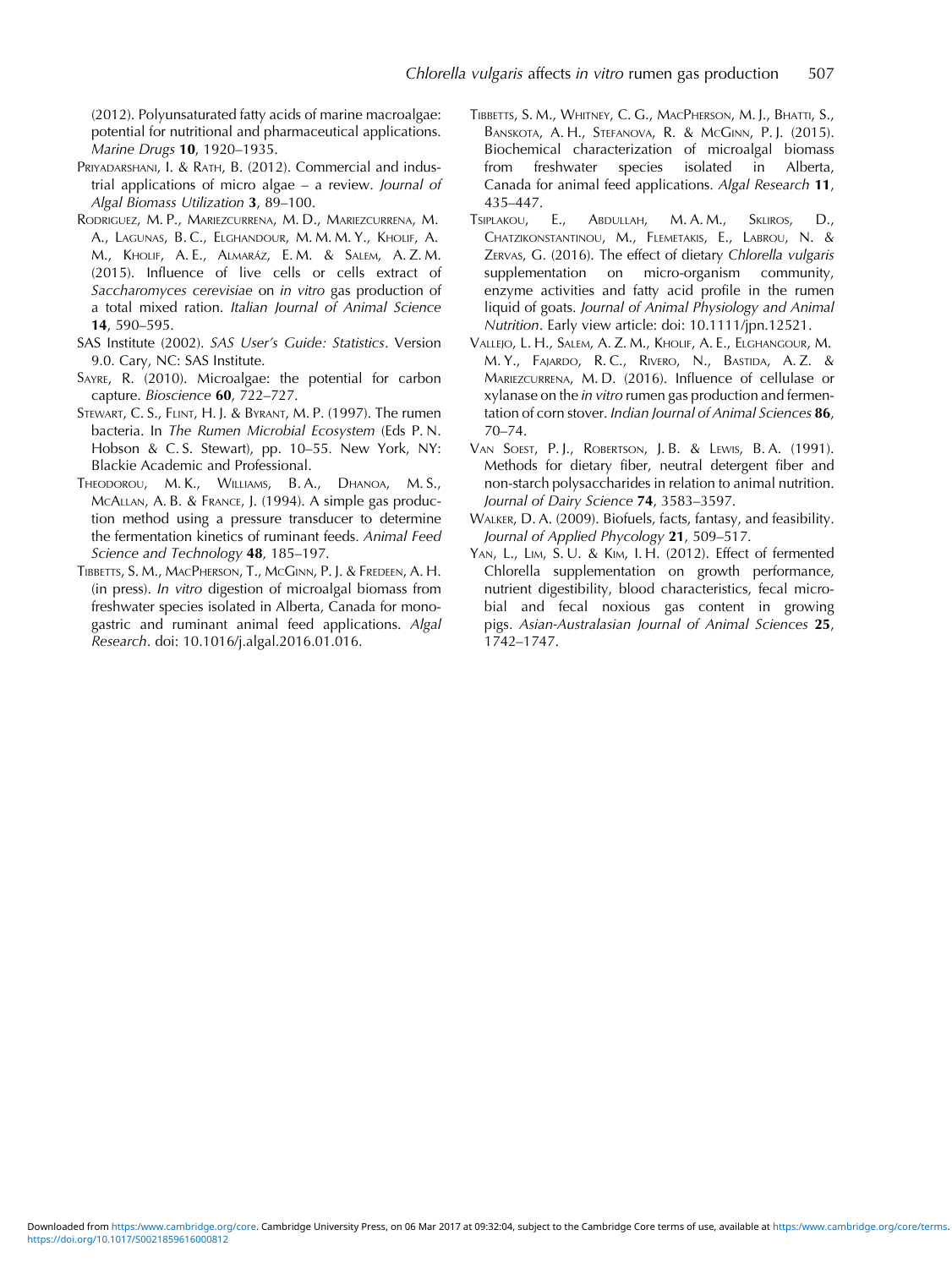(2012). Polyunsaturated fatty acids of marine macroalgae: potential for nutritional and pharmaceutical applications. *Marine Drugs* **10**, 1920–1935.

Priyadarshani, I. & Rath, B. (2012). Commercial and industrial applications of micro algae – a review. *Journal of Algal Biomass Utilization* **3**, 89–100.

Rodriguez, M. P., Mariezcurrena, M. D., Mariezcurrena, M. A., Lagunas, B. C., Elghandour, M. M. M. Y., Kholif, A. M., Kholif, A. E., Almaráz, E. M. & Salem, A. Z. M. (2015). Influence of live cells or cells extract of *Saccharomyces cerevisiae* on *in vitro* gas production of a total mixed ration. *Italian Journal of Animal Science* **14**, 590–595.

SAS Institute (2002). *SAS User's Guide: Statistics*. Version 9.0. Cary, NC: SAS Institute.

Sayre, R. (2010). Microalgae: the potential for carbon capture. *Bioscience* **60**, 722–727.

Stewart, C. S., Flint, H. J. & Byrant, M. P. (1997). The rumen bacteria. In *The Rumen Microbial Ecosystem* (Eds P. N. Hobson & C. S. Stewart), pp. 10–55. New York, NY: Blackie Academic and Professional.

Theodorou, M. K., Williams, B. A., Dhanoa, M. S., McAllan, A. B. & France, J. (1994). A simple gas production method using a pressure transducer to determine the fermentation kinetics of ruminant feeds. *Animal Feed Science and Technology* **48**, 185–197.

Tibbetts, S. M., MacPherson, T., McGinn, P. J. & Fredeen, A. H. (in press). *In vitro* digestion of microalgal biomass from freshwater species isolated in Alberta, Canada for monogastric and ruminant animal feed applications. *Algal Research*. doi: 10.1016/j.algal.2016.01.016.

Tibbetts, S. M., Whitney, C. G., MacPherson, M. J., Bhatti, S., Banskota, A. H., Stefanova, R. & McGinn, P. J. (2015). Biochemical characterization of microalgal biomass from freshwater species isolated in Alberta, Canada for animal feed applications. *Algal Research* **11**, 435–447.

Tsiplakou, E., Abdullah, M. A. M., Skliros, D., Chatzikonstantinou, M., Flemetakis, E., Labrou, N. & Zervas, G. (2016). The effect of dietary *Chlorella vulgaris* supplementation on micro-organism community, enzyme activities and fatty acid profile in the rumen liquid of goats. *Journal of Animal Physiology and Animal Nutrition*. Early view article: doi: 10.1111/jpn.12521.

Vallejo, L. H., Salem, A. Z. M., Kholif, A. E., Elghangour, M. M. Y., Fajardo, R. C., Rivero, N., Bastida, A. Z. & Mariezcurrena, M. D. (2016). Influence of cellulase or xylanase on the *in vitro* rumen gas production and fermentation of corn stover. *Indian Journal of Animal Sciences* **86**, 70–74.

Van Soest, P. J., Robertson, J. B. & Lewis, B. A. (1991). Methods for dietary fiber, neutral detergent fiber and non-starch polysaccharides in relation to animal nutrition. *Journal of Dairy Science* **74**, 3583–3597.

Walker, D. A. (2009). Biofuels, facts, fantasy, and feasibility. *Journal of Applied Phycology* **21**, 509–517.

Yan, L., Lim, S. U. & Kim, I. H. (2012). Effect of fermented Chlorella supplementation on growth performance, nutrient digestibility, blood characteristics, fecal microbial and fecal noxious gas content in growing pigs. *Asian-Australasian Journal of Animal Sciences* **25**, 1742–1747.